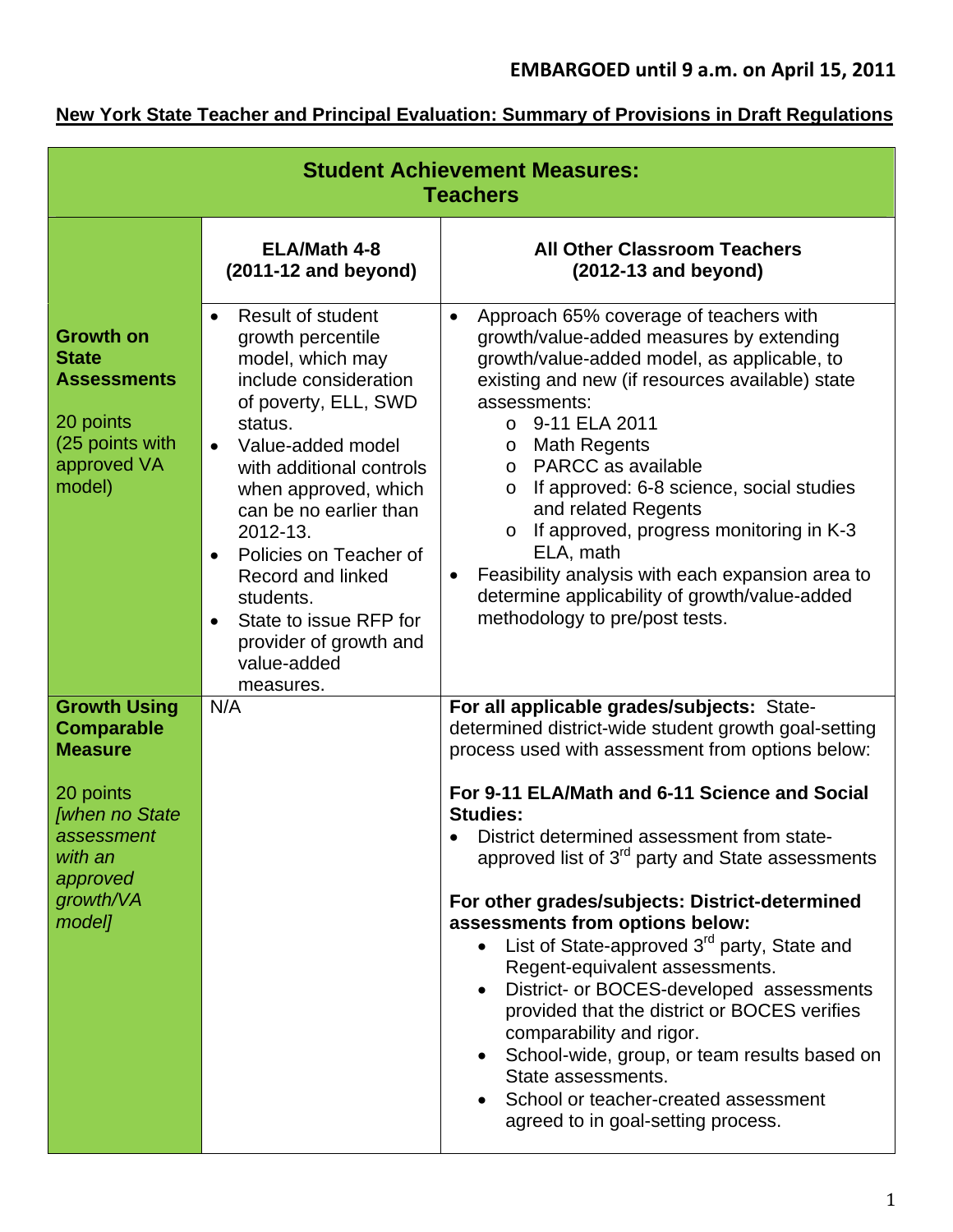EMBARGOED until 9 a.m. on April 15, 2011

**New York State Teacher and Principal Evaluation: Summary of Provisions in Draft Regulations**

| Student Achievement Measures: Teachers | | |
|---|---|---|
| | **ELA/Math 4-8 (2011-12 and beyond)** | **All Other Classroom Teachers (2012-13 and beyond)** |
| **Growth on State Assessments**<br><br>20 points (25 points with approved VA model) | • Result of student growth percentile model, which may include consideration of poverty, ELL, SWD status.<br>• Value-added model with additional controls when approved, which can be no earlier than 2012-13.<br>• Policies on Teacher of Record and linked students.<br>• State to issue RFP for provider of growth and value-added measures. | • Approach 65% coverage of teachers with growth/value-added measures by extending growth/value-added model, as applicable, to existing and new (if resources available) state assessments:<br>  o 9-11 ELA 2011<br>  o Math Regents<br>  o PARCC as available<br>  o If approved: 6-8 science, social studies and related Regents<br>  o If approved, progress monitoring in K-3 ELA, math<br>• Feasibility analysis with each expansion area to determine applicability of growth/value-added methodology to pre/post tests. |
| **Growth Using Comparable Measure**<br><br>20 points *[when no State assessment with an approved growth/VA model]* | N/A | **For all applicable grades/subjects:** State-determined district-wide student growth goal-setting process used with assessment from options below:<br><br>**For 9-11 ELA/Math and 6-11 Science and Social Studies:**<br>• District determined assessment from state-approved list of 3rd party and State assessments<br><br>**For other grades/subjects: District-determined assessments from options below:**<br>• List of State-approved 3rd party, State and Regent-equivalent assessments.<br>• District- or BOCES-developed assessments provided that the district or BOCES verifies comparability and rigor.<br>• School-wide, group, or team results based on State assessments.<br>• School or teacher-created assessment agreed to in goal-setting process. |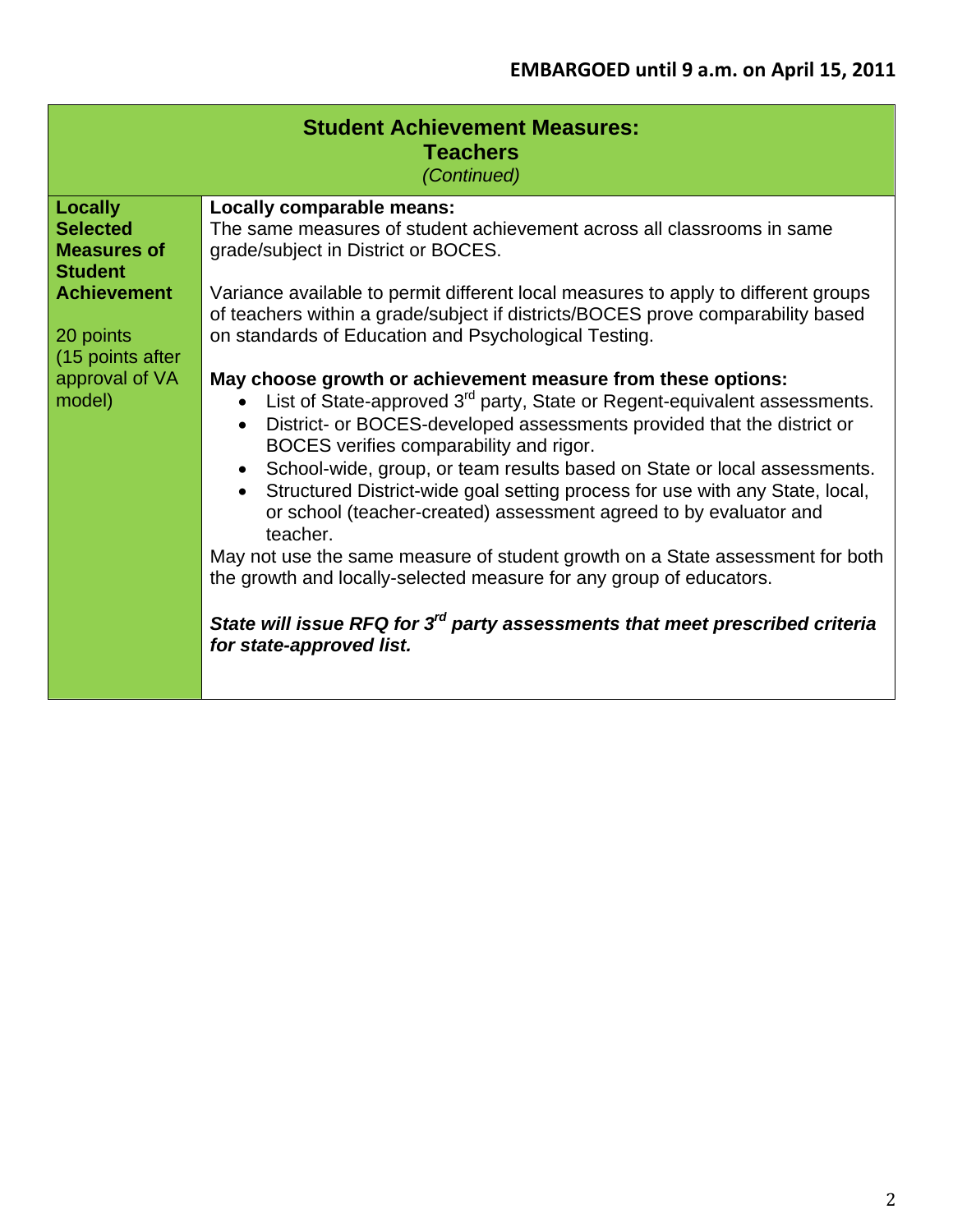EMBARGOED until 9 a.m. on April 15, 2011

| **Student Achievement Measures: Teachers** *(Continued)* | |
|---|---|
| **Locally Selected Measures of Student Achievement**<br><br>20 points (15 points after approval of VA model) | **Locally comparable means:**<br>The same measures of student achievement across all classrooms in same grade/subject in District or BOCES.<br><br>Variance available to permit different local measures to apply to different groups of teachers within a grade/subject if districts/BOCES prove comparability based on standards of Education and Psychological Testing.<br><br>**May choose growth or achievement measure from these options:**<br>• List of State-approved 3rd party, State or Regent-equivalent assessments.<br>• District- or BOCES-developed assessments provided that the district or BOCES verifies comparability and rigor.<br>• School-wide, group, or team results based on State or local assessments.<br>• Structured District-wide goal setting process for use with any State, local, or school (teacher-created) assessment agreed to by evaluator and teacher.<br><br>May not use the same measure of student growth on a State assessment for both the growth and locally-selected measure for any group of educators.<br><br>***State will issue RFQ for 3rd party assessments that meet prescribed criteria for state-approved list.*** |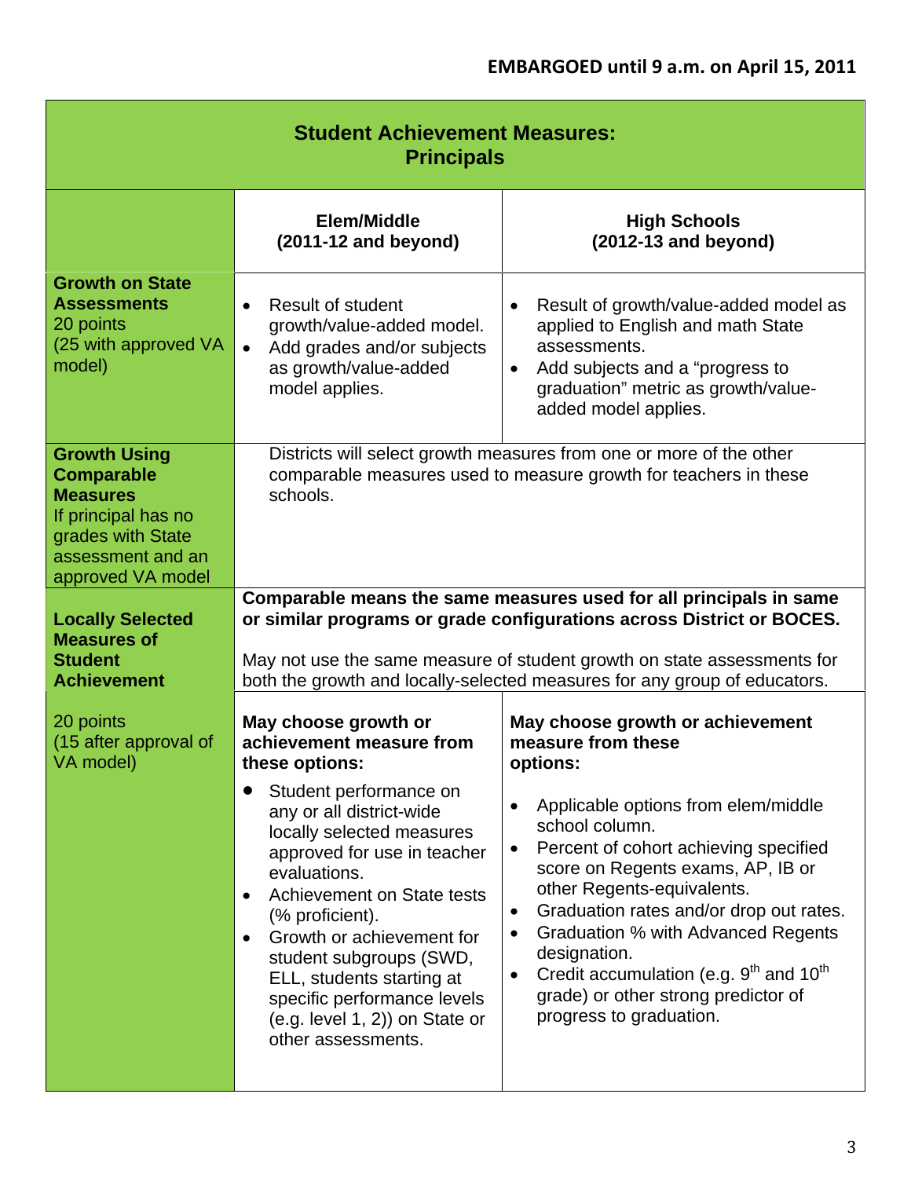EMBARGOED until 9 a.m. on April 15, 2011

| Student Achievement Measures: Principals | | |
|---|---|---|
| | **Elem/Middle (2011-12 and beyond)** | **High Schools (2012-13 and beyond)** |
| **Growth on State Assessments** 20 points (25 with approved VA model) | • Result of student growth/value-added model. • Add grades and/or subjects as growth/value-added model applies. | • Result of growth/value-added model as applied to English and math State assessments. • Add subjects and a "progress to graduation" metric as growth/value-added model applies. |
| **Growth Using Comparable Measures** If principal has no grades with State assessment and an approved VA model | Districts will select growth measures from one or more of the other comparable measures used to measure growth for teachers in these schools. | |
| **Locally Selected Measures of Student Achievement** 20 points (15 after approval of VA model) | **Comparable means the same measures used for all principals in same or similar programs or grade configurations across District or BOCES.** May not use the same measure of student growth on state assessments for both the growth and locally-selected measures for any group of educators. | |
| | **May choose growth or achievement measure from these options:** • Student performance on any or all district-wide locally selected measures approved for use in teacher evaluations. • Achievement on State tests (% proficient). • Growth or achievement for student subgroups (SWD, ELL, students starting at specific performance levels (e.g. level 1, 2)) on State or other assessments. | **May choose growth or achievement measure from these options:** • Applicable options from elem/middle school column. • Percent of cohort achieving specified score on Regents exams, AP, IB or other Regents-equivalents. • Graduation rates and/or drop out rates. • Graduation % with Advanced Regents designation. • Credit accumulation (e.g. 9th and 10th grade) or other strong predictor of progress to graduation. |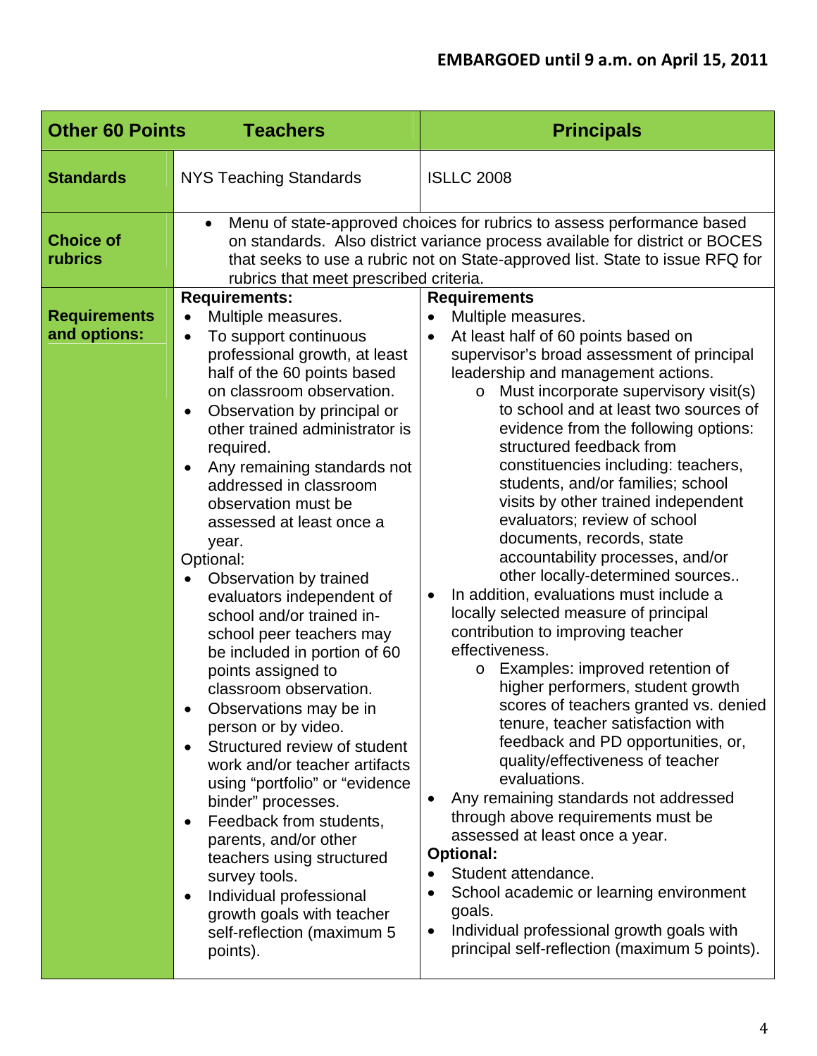**EMBARGOED until 9 a.m. on April 15, 2011**

| Other 60 Points | Teachers | Principals |
|---|---|---|
| **Standards** | NYS Teaching Standards | ISLLC 2008 |
| **Choice of rubrics** | • Menu of state-approved choices for rubrics to assess performance based on standards. Also district variance process available for district or BOCES that seeks to use a rubric not on State-approved list. State to issue RFQ for rubrics that meet prescribed criteria. | |
| **Requirements and options:** | **Requirements:**<br>• Multiple measures.<br>• To support continuous professional growth, at least half of the 60 points based on classroom observation.<br>• Observation by principal or other trained administrator is required.<br>• Any remaining standards not addressed in classroom observation must be assessed at least once a year.<br>Optional:<br>• Observation by trained evaluators independent of school and/or trained in-school peer teachers may be included in portion of 60 points assigned to classroom observation.<br>• Observations may be in person or by video.<br>• Structured review of student work and/or teacher artifacts using "portfolio" or "evidence binder" processes.<br>• Feedback from students, parents, and/or other teachers using structured survey tools.<br>• Individual professional growth goals with teacher self-reflection (maximum 5 points). | **Requirements**<br>• Multiple measures.<br>• At least half of 60 points based on supervisor's broad assessment of principal leadership and management actions.<br>&nbsp;&nbsp;o Must incorporate supervisory visit(s) to school and at least two sources of evidence from the following options: structured feedback from constituencies including: teachers, students, and/or families; school visits by other trained independent evaluators; review of school documents, records, state accountability processes, and/or other locally-determined sources..<br>• In addition, evaluations must include a locally selected measure of principal contribution to improving teacher effectiveness.<br>&nbsp;&nbsp;o Examples: improved retention of higher performers, student growth scores of teachers granted vs. denied tenure, teacher satisfaction with feedback and PD opportunities, or, quality/effectiveness of teacher evaluations.<br>• Any remaining standards not addressed through above requirements must be assessed at least once a year.<br>**Optional:**<br>• Student attendance.<br>• School academic or learning environment goals.<br>• Individual professional growth goals with principal self-reflection (maximum 5 points). |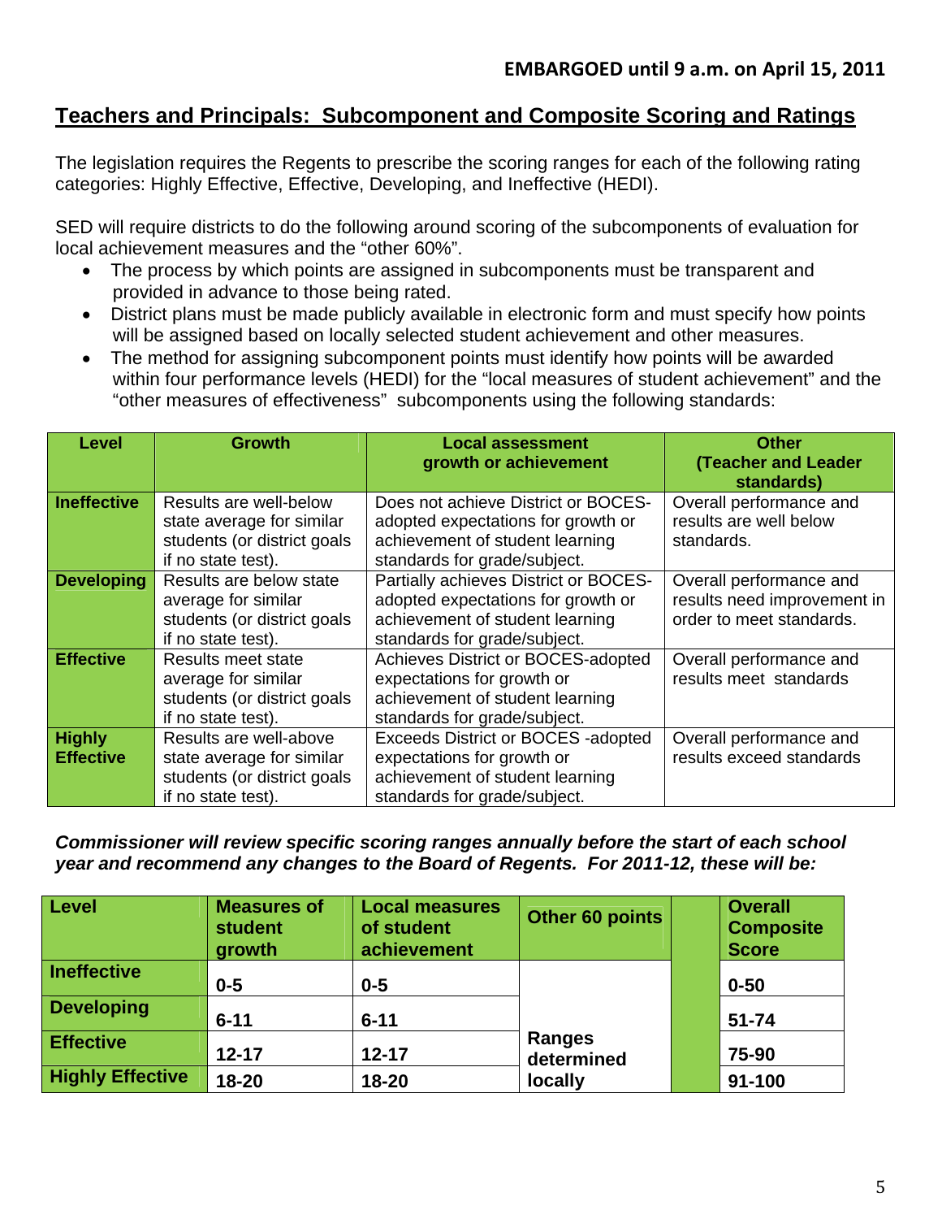**EMBARGOED until 9 a.m. on April 15, 2011**

## Teachers and Principals: Subcomponent and Composite Scoring and Ratings

The legislation requires the Regents to prescribe the scoring ranges for each of the following rating categories: Highly Effective, Effective, Developing, and Ineffective (HEDI).

SED will require districts to do the following around scoring of the subcomponents of evaluation for local achievement measures and the "other 60%".

- The process by which points are assigned in subcomponents must be transparent and provided in advance to those being rated.
- District plans must be made publicly available in electronic form and must specify how points will be assigned based on locally selected student achievement and other measures.
- The method for assigning subcomponent points must identify how points will be awarded within four performance levels (HEDI) for the "local measures of student achievement" and the "other measures of effectiveness" subcomponents using the following standards:

| Level | Growth | Local assessment growth or achievement | Other (Teacher and Leader standards) |
|---|---|---|---|
| **Ineffective** | Results are well-below state average for similar students (or district goals if no state test). | Does not achieve District or BOCES-adopted expectations for growth or achievement of student learning standards for grade/subject. | Overall performance and results are well below standards. |
| **Developing** | Results are below state average for similar students (or district goals if no state test). | Partially achieves District or BOCES-adopted expectations for growth or achievement of student learning standards for grade/subject. | Overall performance and results need improvement in order to meet standards. |
| **Effective** | Results meet state average for similar students (or district goals if no state test). | Achieves District or BOCES-adopted expectations for growth or achievement of student learning standards for grade/subject. | Overall performance and results meet standards |
| **Highly Effective** | Results are well-above state average for similar students (or district goals if no state test). | Exceeds District or BOCES -adopted expectations for growth or achievement of student learning standards for grade/subject. | Overall performance and results exceed standards |

***Commissioner will review specific scoring ranges annually before the start of each school year and recommend any changes to the Board of Regents. For 2011-12, these will be:***

| Level | Measures of student growth | Local measures of student achievement | Other 60 points | | Overall Composite Score |
|---|---|---|---|---|---|
| **Ineffective** | **0-5** | **0-5** | | | **0-50** |
| **Developing** | **6-11** | **6-11** | | | **51-74** |
| **Effective** | **12-17** | **12-17** | **Ranges determined locally** | | **75-90** |
| **Highly Effective** | **18-20** | **18-20** | | | **91-100** |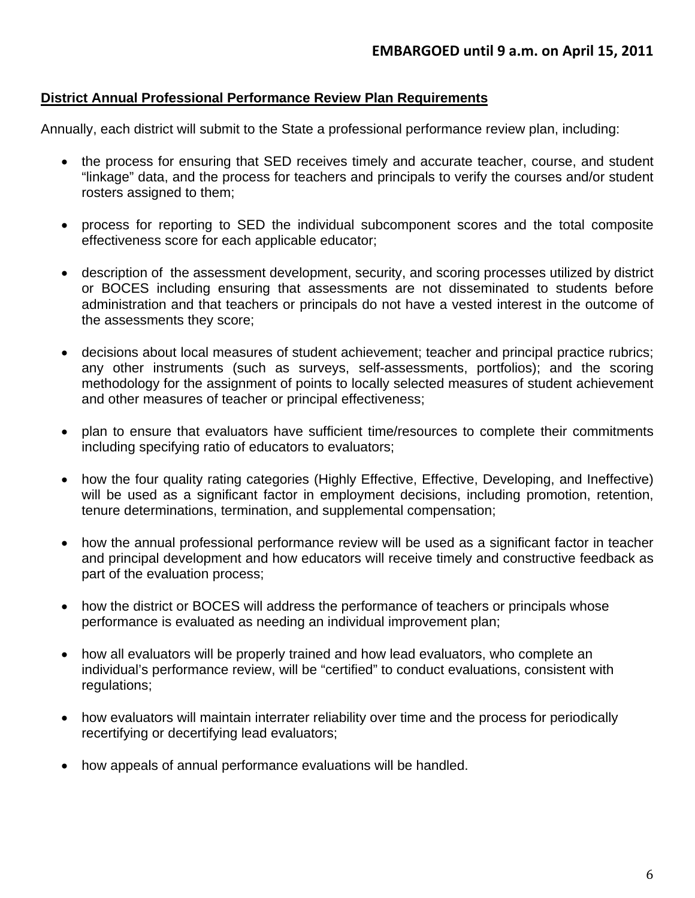**EMBARGOED until 9 a.m. on April 15, 2011**

## District Annual Professional Performance Review Plan Requirements

Annually, each district will submit to the State a professional performance review plan, including:

- the process for ensuring that SED receives timely and accurate teacher, course, and student "linkage" data, and the process for teachers and principals to verify the courses and/or student rosters assigned to them;

- process for reporting to SED the individual subcomponent scores and the total composite effectiveness score for each applicable educator;

- description of the assessment development, security, and scoring processes utilized by district or BOCES including ensuring that assessments are not disseminated to students before administration and that teachers or principals do not have a vested interest in the outcome of the assessments they score;

- decisions about local measures of student achievement; teacher and principal practice rubrics; any other instruments (such as surveys, self-assessments, portfolios); and the scoring methodology for the assignment of points to locally selected measures of student achievement and other measures of teacher or principal effectiveness;

- plan to ensure that evaluators have sufficient time/resources to complete their commitments including specifying ratio of educators to evaluators;

- how the four quality rating categories (Highly Effective, Effective, Developing, and Ineffective) will be used as a significant factor in employment decisions, including promotion, retention, tenure determinations, termination, and supplemental compensation;

- how the annual professional performance review will be used as a significant factor in teacher and principal development and how educators will receive timely and constructive feedback as part of the evaluation process;

- how the district or BOCES will address the performance of teachers or principals whose performance is evaluated as needing an individual improvement plan;

- how all evaluators will be properly trained and how lead evaluators, who complete an individual's performance review, will be "certified" to conduct evaluations, consistent with regulations;

- how evaluators will maintain interrater reliability over time and the process for periodically recertifying or decertifying lead evaluators;

- how appeals of annual performance evaluations will be handled.